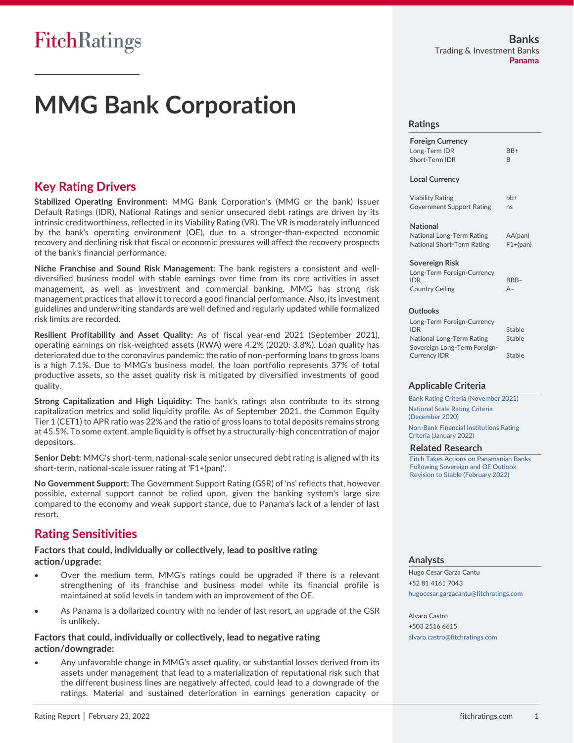# MMG Bank Corporation

Banks
Trading & Investment Banks
Panama

## Ratings

| Foreign Currency | |
|---|---|
| Long-Term IDR | BB+ |
| Short-Term IDR | B |
| **Local Currency** | |
| Viability Rating | bb+ |
| Government Support Rating | ns |
| **National** | |
| National Long-Term Rating | AA(pan) |
| National Short-Term Rating | F1+(pan) |
| **Sovereign Risk** | |
| Long-Term Foreign-Currency IDR | BBB– |
| Country Ceiling | A– |

## Outlooks

| | |
|---|---|
| Long-Term Foreign-Currency IDR | Stable |
| National Long-Term Rating | Stable |
| Sovereign Long-Term Foreign-Currency IDR | Stable |

## Applicable Criteria

Bank Rating Criteria (November 2021)

National Scale Rating Criteria (December 2020)

Non-Bank Financial Institutions Rating Criteria (January 2022)

## Related Research

Fitch Takes Actions on Panamanian Banks Following Sovereign and OE Outlook Revision to Stable (February 2022)

## Analysts

Hugo Cesar Garza Cantu
+52 81 4161 7043
hugocesar.garzacantu@fitchratings.com

Alvaro Castro
+503 2516 6615
alvaro.castro@fitchratings.com

## Key Rating Drivers

**Stabilized Operating Environment:** MMG Bank Corporation's (MMG or the bank) Issuer Default Ratings (IDR), National Ratings and senior unsecured debt ratings are driven by its intrinsic creditworthiness, reflected in its Viability Rating (VR). The VR is moderately influenced by the bank's operating environment (OE), due to a stronger-than-expected economic recovery and declining risk that fiscal or economic pressures will affect the recovery prospects of the bank's financial performance.

**Niche Franchise and Sound Risk Management:** The bank registers a consistent and well-diversified business model with stable earnings over time from its core activities in asset management, as well as investment and commercial banking. MMG has strong risk management practices that allow it to record a good financial performance. Also, its investment guidelines and underwriting standards are well defined and regularly updated while formalized risk limits are recorded.

**Resilient Profitability and Asset Quality:** As of fiscal year-end 2021 (September 2021), operating earnings on risk-weighted assets (RWA) were 4.2% (2020: 3.8%). Loan quality has deteriorated due to the coronavirus pandemic: the ratio of non-performing loans to gross loans is a high 7.1%. Due to MMG's business model, the loan portfolio represents 37% of total productive assets, so the asset quality risk is mitigated by diversified investments of good quality.

**Strong Capitalization and High Liquidity:** The bank's ratings also contribute to its strong capitalization metrics and solid liquidity profile. As of September 2021, the Common Equity Tier 1 (CET1) to APR ratio was 22% and the ratio of gross loans to total deposits remains strong at 45.5%. To some extent, ample liquidity is offset by a structurally-high concentration of major depositors.

**Senior Debt:** MMG's short-term, national-scale senior unsecured debt rating is aligned with its short-term, national-scale issuer rating at 'F1+(pan)'.

**No Government Support:** The Government Support Rating (GSR) of 'ns' reflects that, however possible, external support cannot be relied upon, given the banking system's large size compared to the economy and weak support stance, due to Panama's lack of a lender of last resort.

## Rating Sensitivities

### Factors that could, individually or collectively, lead to positive rating action/upgrade:

- Over the medium term, MMG's ratings could be upgraded if there is a relevant strengthening of its franchise and business model while its financial profile is maintained at solid levels in tandem with an improvement of the OE.
- As Panama is a dollarized country with no lender of last resort, an upgrade of the GSR is unlikely.

### Factors that could, individually or collectively, lead to negative rating action/downgrade:

- Any unfavorable change in MMG's asset quality, or substantial losses derived from its assets under management that lead to a materialization of reputational risk such that the different business lines are negatively affected, could lead to a downgrade of the ratings. Material and sustained deterioration in earnings generation capacity or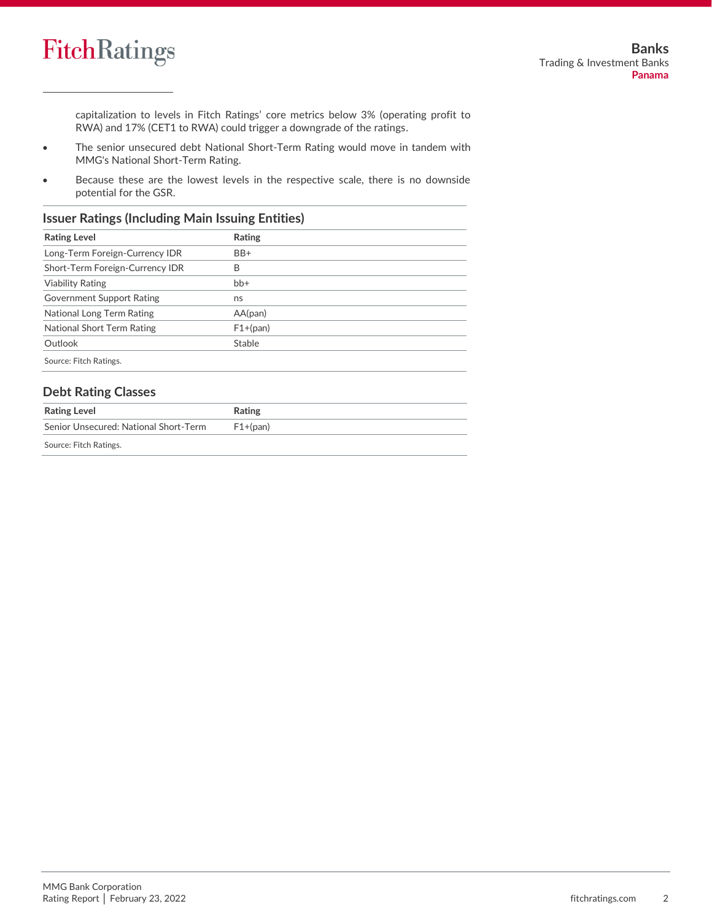capitalization to levels in Fitch Ratings' core metrics below 3% (operating profit to RWA) and 17% (CET1 to RWA) could trigger a downgrade of the ratings.

- The senior unsecured debt National Short-Term Rating would move in tandem with MMG's National Short-Term Rating.
- Because these are the lowest levels in the respective scale, there is no downside potential for the GSR.

## Issuer Ratings (Including Main Issuing Entities)

| Rating Level | Rating |
|---|---|
| Long-Term Foreign-Currency IDR | BB+ |
| Short-Term Foreign-Currency IDR | B |
| Viability Rating | bb+ |
| Government Support Rating | ns |
| National Long Term Rating | AA(pan) |
| National Short Term Rating | F1+(pan) |
| Outlook | Stable |

Source: Fitch Ratings.

## Debt Rating Classes

| Rating Level | Rating |
|---|---|
| Senior Unsecured: National Short-Term | F1+(pan) |

Source: Fitch Ratings.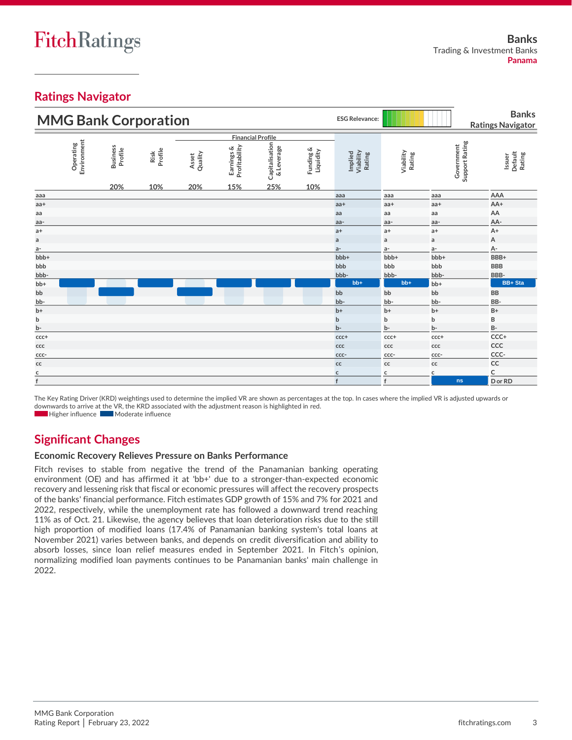## Ratings Navigator

**MMG Bank Corporation**

ESG Relevance:

**Banks Ratings Navigator**

| | Operating Environment | Business Profile | Risk Profile | Asset Quality | Earnings & Profitability | Capitalisation & Leverage | Funding & Liquidity | Implied Viability Rating | Viability Rating | Government Support Rating | Issuer Default Rating |
|---|---|---|---|---|---|---|---|---|---|---|---|
| | | | | Financial Profile | | | | | | | |
| Weight | | 20% | 10% | 20% | 15% | 25% | 10% | | | | |
| Score | bb+ | bb | bb+ | bb | bb+ | bb+ | bb+ | bb+ | bb+ | ns | BB+ Sta |

The Key Rating Driver (KRD) weightings used to determine the implied VR are shown as percentages at the top. In cases where the implied VR is adjusted upwards or downwards to arrive at the VR, the KRD associated with the adjustment reason is highlighted in red.

Higher influence / Moderate influence

## Significant Changes

### Economic Recovery Relieves Pressure on Banks Performance

Fitch revises to stable from negative the trend of the Panamanian banking operating environment (OE) and has affirmed it at 'bb+' due to a stronger-than-expected economic recovery and lessening risk that fiscal or economic pressures will affect the recovery prospects of the banks' financial performance. Fitch estimates GDP growth of 15% and 7% for 2021 and 2022, respectively, while the unemployment rate has followed a downward trend reaching 11% as of Oct. 21. Likewise, the agency believes that loan deterioration risks due to the still high proportion of modified loans (17.4% of Panamanian banking system's total loans at November 2021) varies between banks, and depends on credit diversification and ability to absorb losses, since loan relief measures ended in September 2021. In Fitch's opinion, normalizing modified loan payments continues to be Panamanian banks' main challenge in 2022.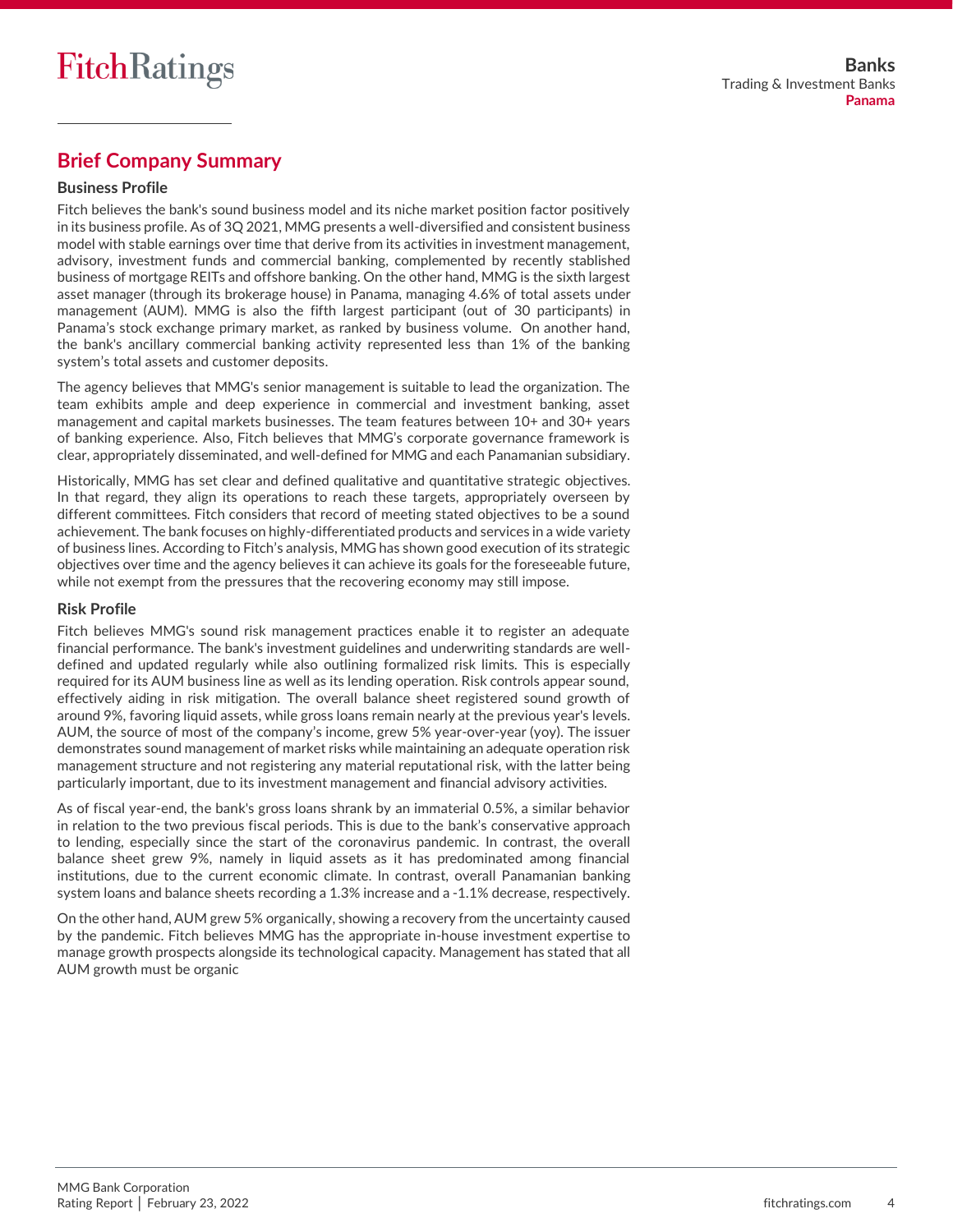## Brief Company Summary

### Business Profile

Fitch believes the bank's sound business model and its niche market position factor positively in its business profile. As of 3Q 2021, MMG presents a well-diversified and consistent business model with stable earnings over time that derive from its activities in investment management, advisory, investment funds and commercial banking, complemented by recently stablished business of mortgage REITs and offshore banking. On the other hand, MMG is the sixth largest asset manager (through its brokerage house) in Panama, managing 4.6% of total assets under management (AUM). MMG is also the fifth largest participant (out of 30 participants) in Panama's stock exchange primary market, as ranked by business volume. On another hand, the bank's ancillary commercial banking activity represented less than 1% of the banking system's total assets and customer deposits.

The agency believes that MMG's senior management is suitable to lead the organization. The team exhibits ample and deep experience in commercial and investment banking, asset management and capital markets businesses. The team features between 10+ and 30+ years of banking experience. Also, Fitch believes that MMG's corporate governance framework is clear, appropriately disseminated, and well-defined for MMG and each Panamanian subsidiary.

Historically, MMG has set clear and defined qualitative and quantitative strategic objectives. In that regard, they align its operations to reach these targets, appropriately overseen by different committees. Fitch considers that record of meeting stated objectives to be a sound achievement. The bank focuses on highly-differentiated products and services in a wide variety of business lines. According to Fitch's analysis, MMG has shown good execution of its strategic objectives over time and the agency believes it can achieve its goals for the foreseeable future, while not exempt from the pressures that the recovering economy may still impose.

### Risk Profile

Fitch believes MMG's sound risk management practices enable it to register an adequate financial performance. The bank's investment guidelines and underwriting standards are well-defined and updated regularly while also outlining formalized risk limits. This is especially required for its AUM business line as well as its lending operation. Risk controls appear sound, effectively aiding in risk mitigation. The overall balance sheet registered sound growth of around 9%, favoring liquid assets, while gross loans remain nearly at the previous year's levels. AUM, the source of most of the company's income, grew 5% year-over-year (yoy). The issuer demonstrates sound management of market risks while maintaining an adequate operation risk management structure and not registering any material reputational risk, with the latter being particularly important, due to its investment management and financial advisory activities.

As of fiscal year-end, the bank's gross loans shrank by an immaterial 0.5%, a similar behavior in relation to the two previous fiscal periods. This is due to the bank's conservative approach to lending, especially since the start of the coronavirus pandemic. In contrast, the overall balance sheet grew 9%, namely in liquid assets as it has predominated among financial institutions, due to the current economic climate. In contrast, overall Panamanian banking system loans and balance sheets recording a 1.3% increase and a -1.1% decrease, respectively.

On the other hand, AUM grew 5% organically, showing a recovery from the uncertainty caused by the pandemic. Fitch believes MMG has the appropriate in-house investment expertise to manage growth prospects alongside its technological capacity. Management has stated that all AUM growth must be organic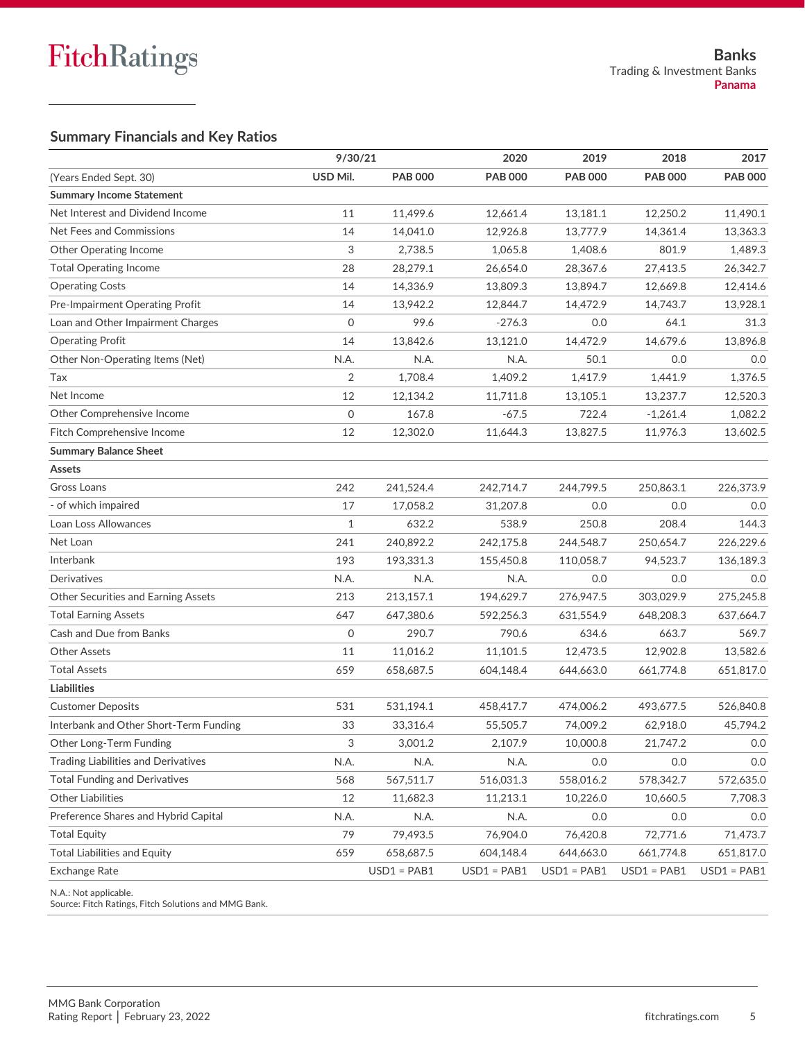## Summary Financials and Key Ratios

| | 9/30/21 | | 2020 | 2019 | 2018 | 2017 |
|---|---|---|---|---|---|---|
| (Years Ended Sept. 30) | USD Mil. | PAB 000 | PAB 000 | PAB 000 | PAB 000 | PAB 000 |
| **Summary Income Statement** | | | | | | |
| Net Interest and Dividend Income | 11 | 11,499.6 | 12,661.4 | 13,181.1 | 12,250.2 | 11,490.1 |
| Net Fees and Commissions | 14 | 14,041.0 | 12,926.8 | 13,777.9 | 14,361.4 | 13,363.3 |
| Other Operating Income | 3 | 2,738.5 | 1,065.8 | 1,408.6 | 801.9 | 1,489.3 |
| Total Operating Income | 28 | 28,279.1 | 26,654.0 | 28,367.6 | 27,413.5 | 26,342.7 |
| Operating Costs | 14 | 14,336.9 | 13,809.3 | 13,894.7 | 12,669.8 | 12,414.6 |
| Pre-Impairment Operating Profit | 14 | 13,942.2 | 12,844.7 | 14,472.9 | 14,743.7 | 13,928.1 |
| Loan and Other Impairment Charges | 0 | 99.6 | -276.3 | 0.0 | 64.1 | 31.3 |
| Operating Profit | 14 | 13,842.6 | 13,121.0 | 14,472.9 | 14,679.6 | 13,896.8 |
| Other Non-Operating Items (Net) | N.A. | N.A. | N.A. | 50.1 | 0.0 | 0.0 |
| Tax | 2 | 1,708.4 | 1,409.2 | 1,417.9 | 1,441.9 | 1,376.5 |
| Net Income | 12 | 12,134.2 | 11,711.8 | 13,105.1 | 13,237.7 | 12,520.3 |
| Other Comprehensive Income | 0 | 167.8 | -67.5 | 722.4 | -1,261.4 | 1,082.2 |
| Fitch Comprehensive Income | 12 | 12,302.0 | 11,644.3 | 13,827.5 | 11,976.3 | 13,602.5 |
| **Summary Balance Sheet** | | | | | | |
| **Assets** | | | | | | |
| Gross Loans | 242 | 241,524.4 | 242,714.7 | 244,799.5 | 250,863.1 | 226,373.9 |
| - of which impaired | 17 | 17,058.2 | 31,207.8 | 0.0 | 0.0 | 0.0 |
| Loan Loss Allowances | 1 | 632.2 | 538.9 | 250.8 | 208.4 | 144.3 |
| Net Loan | 241 | 240,892.2 | 242,175.8 | 244,548.7 | 250,654.7 | 226,229.6 |
| Interbank | 193 | 193,331.3 | 155,450.8 | 110,058.7 | 94,523.7 | 136,189.3 |
| Derivatives | N.A. | N.A. | N.A. | 0.0 | 0.0 | 0.0 |
| Other Securities and Earning Assets | 213 | 213,157.1 | 194,629.7 | 276,947.5 | 303,029.9 | 275,245.8 |
| Total Earning Assets | 647 | 647,380.6 | 592,256.3 | 631,554.9 | 648,208.3 | 637,664.7 |
| Cash and Due from Banks | 0 | 290.7 | 790.6 | 634.6 | 663.7 | 569.7 |
| Other Assets | 11 | 11,016.2 | 11,101.5 | 12,473.5 | 12,902.8 | 13,582.6 |
| Total Assets | 659 | 658,687.5 | 604,148.4 | 644,663.0 | 661,774.8 | 651,817.0 |
| **Liabilities** | | | | | | |
| Customer Deposits | 531 | 531,194.1 | 458,417.7 | 474,006.2 | 493,677.5 | 526,840.8 |
| Interbank and Other Short-Term Funding | 33 | 33,316.4 | 55,505.7 | 74,009.2 | 62,918.0 | 45,794.2 |
| Other Long-Term Funding | 3 | 3,001.2 | 2,107.9 | 10,000.8 | 21,747.2 | 0.0 |
| Trading Liabilities and Derivatives | N.A. | N.A. | N.A. | 0.0 | 0.0 | 0.0 |
| Total Funding and Derivatives | 568 | 567,511.7 | 516,031.3 | 558,016.2 | 578,342.7 | 572,635.0 |
| Other Liabilities | 12 | 11,682.3 | 11,213.1 | 10,226.0 | 10,660.5 | 7,708.3 |
| Preference Shares and Hybrid Capital | N.A. | N.A. | N.A. | 0.0 | 0.0 | 0.0 |
| Total Equity | 79 | 79,493.5 | 76,904.0 | 76,420.8 | 72,771.6 | 71,473.7 |
| Total Liabilities and Equity | 659 | 658,687.5 | 604,148.4 | 644,663.0 | 661,774.8 | 651,817.0 |
| Exchange Rate | | USD1 = PAB1 | USD1 = PAB1 | USD1 = PAB1 | USD1 = PAB1 | USD1 = PAB1 |

N.A.: Not applicable.
Source: Fitch Ratings, Fitch Solutions and MMG Bank.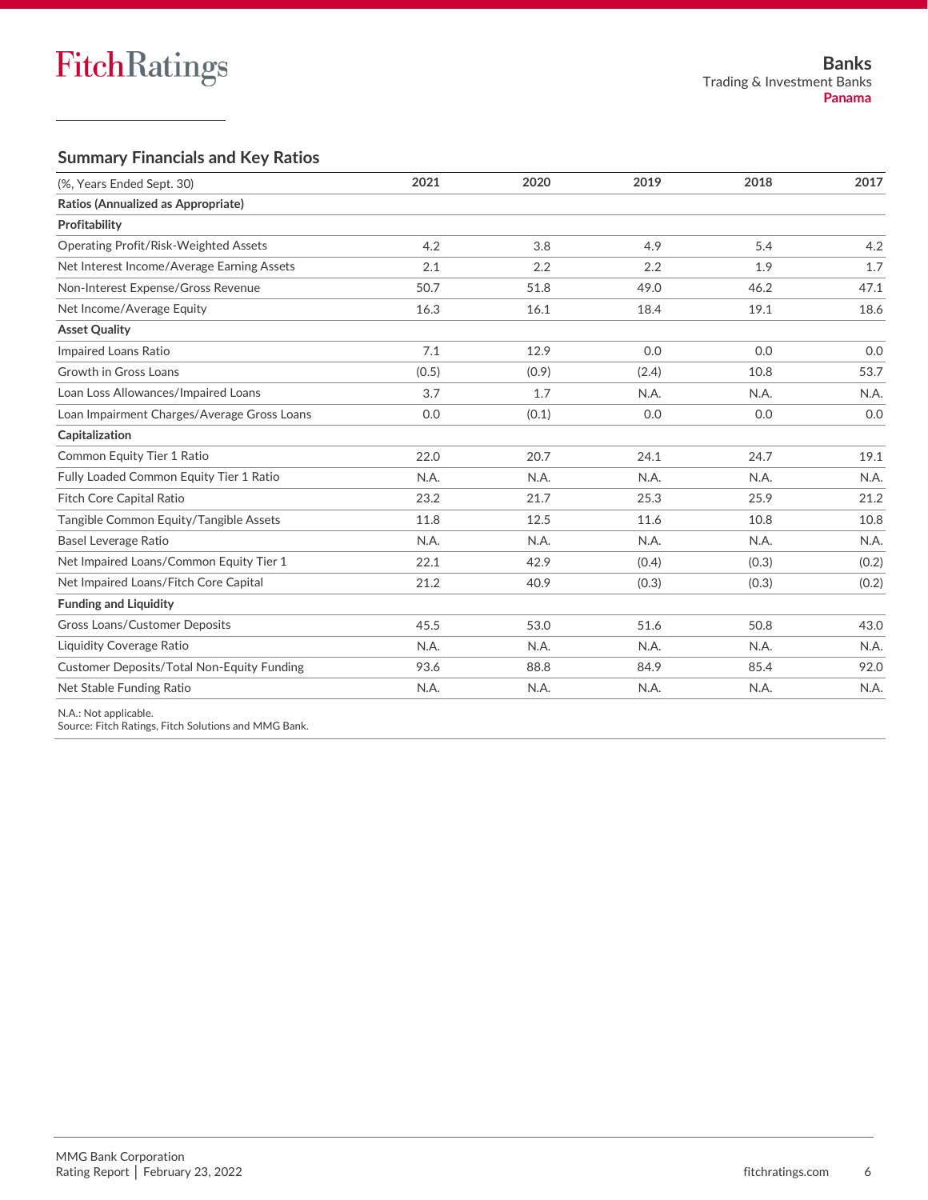## Summary Financials and Key Ratios

| (%, Years Ended Sept. 30) | 2021 | 2020 | 2019 | 2018 | 2017 |
|---|---|---|---|---|---|
| **Ratios (Annualized as Appropriate)** | | | | | |
| **Profitability** | | | | | |
| Operating Profit/Risk-Weighted Assets | 4.2 | 3.8 | 4.9 | 5.4 | 4.2 |
| Net Interest Income/Average Earning Assets | 2.1 | 2.2 | 2.2 | 1.9 | 1.7 |
| Non-Interest Expense/Gross Revenue | 50.7 | 51.8 | 49.0 | 46.2 | 47.1 |
| Net Income/Average Equity | 16.3 | 16.1 | 18.4 | 19.1 | 18.6 |
| **Asset Quality** | | | | | |
| Impaired Loans Ratio | 7.1 | 12.9 | 0.0 | 0.0 | 0.0 |
| Growth in Gross Loans | (0.5) | (0.9) | (2.4) | 10.8 | 53.7 |
| Loan Loss Allowances/Impaired Loans | 3.7 | 1.7 | N.A. | N.A. | N.A. |
| Loan Impairment Charges/Average Gross Loans | 0.0 | (0.1) | 0.0 | 0.0 | 0.0 |
| **Capitalization** | | | | | |
| Common Equity Tier 1 Ratio | 22.0 | 20.7 | 24.1 | 24.7 | 19.1 |
| Fully Loaded Common Equity Tier 1 Ratio | N.A. | N.A. | N.A. | N.A. | N.A. |
| Fitch Core Capital Ratio | 23.2 | 21.7 | 25.3 | 25.9 | 21.2 |
| Tangible Common Equity/Tangible Assets | 11.8 | 12.5 | 11.6 | 10.8 | 10.8 |
| Basel Leverage Ratio | N.A. | N.A. | N.A. | N.A. | N.A. |
| Net Impaired Loans/Common Equity Tier 1 | 22.1 | 42.9 | (0.4) | (0.3) | (0.2) |
| Net Impaired Loans/Fitch Core Capital | 21.2 | 40.9 | (0.3) | (0.3) | (0.2) |
| **Funding and Liquidity** | | | | | |
| Gross Loans/Customer Deposits | 45.5 | 53.0 | 51.6 | 50.8 | 43.0 |
| Liquidity Coverage Ratio | N.A. | N.A. | N.A. | N.A. | N.A. |
| Customer Deposits/Total Non-Equity Funding | 93.6 | 88.8 | 84.9 | 85.4 | 92.0 |
| Net Stable Funding Ratio | N.A. | N.A. | N.A. | N.A. | N.A. |

N.A.: Not applicable.
Source: Fitch Ratings, Fitch Solutions and MMG Bank.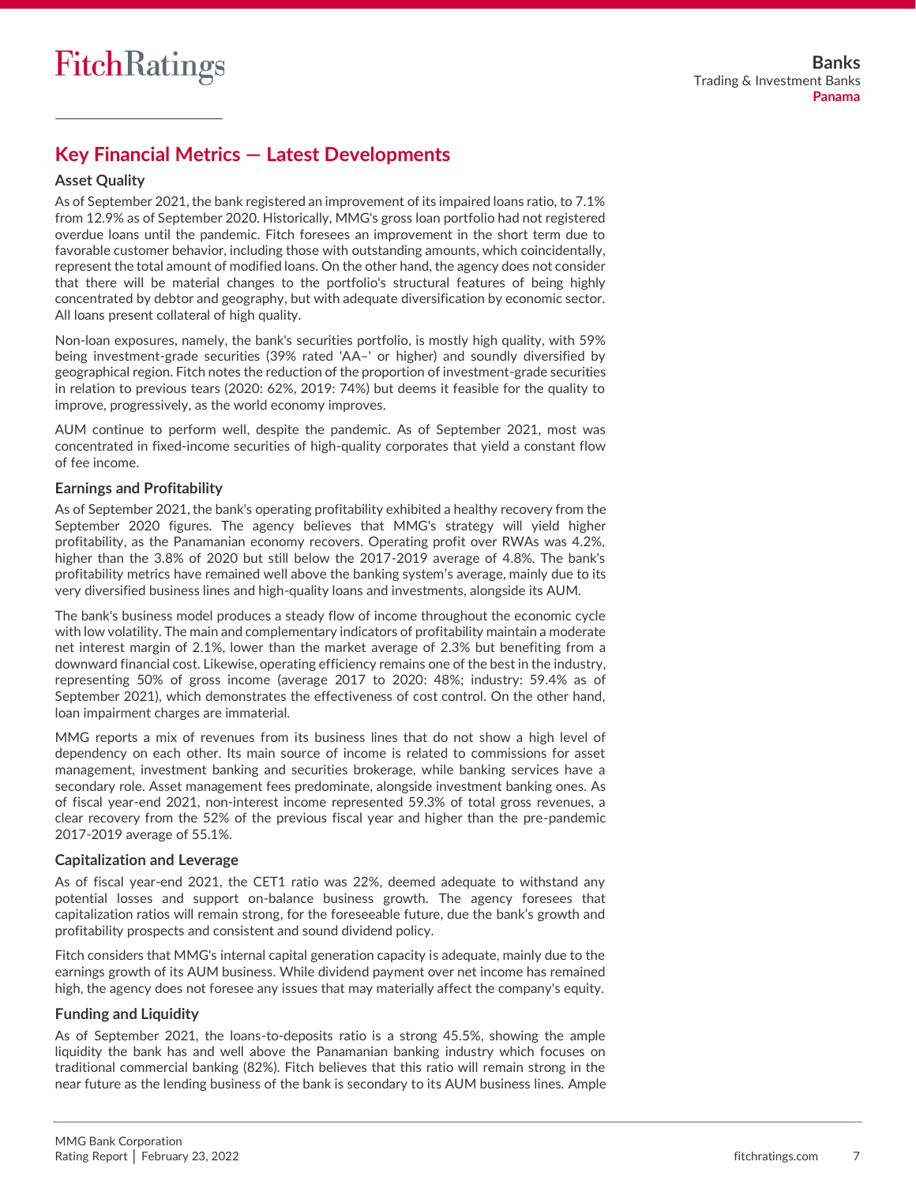## Key Financial Metrics — Latest Developments

### Asset Quality

As of September 2021, the bank registered an improvement of its impaired loans ratio, to 7.1% from 12.9% as of September 2020. Historically, MMG's gross loan portfolio had not registered overdue loans until the pandemic. Fitch foresees an improvement in the short term due to favorable customer behavior, including those with outstanding amounts, which coincidentally, represent the total amount of modified loans. On the other hand, the agency does not consider that there will be material changes to the portfolio's structural features of being highly concentrated by debtor and geography, but with adequate diversification by economic sector. All loans present collateral of high quality.

Non-loan exposures, namely, the bank's securities portfolio, is mostly high quality, with 59% being investment-grade securities (39% rated 'AA–' or higher) and soundly diversified by geographical region. Fitch notes the reduction of the proportion of investment-grade securities in relation to previous tears (2020: 62%, 2019: 74%) but deems it feasible for the quality to improve, progressively, as the world economy improves.

AUM continue to perform well, despite the pandemic. As of September 2021, most was concentrated in fixed-income securities of high-quality corporates that yield a constant flow of fee income.

### Earnings and Profitability

As of September 2021, the bank's operating profitability exhibited a healthy recovery from the September 2020 figures. The agency believes that MMG's strategy will yield higher profitability, as the Panamanian economy recovers. Operating profit over RWAs was 4.2%, higher than the 3.8% of 2020 but still below the 2017-2019 average of 4.8%. The bank's profitability metrics have remained well above the banking system's average, mainly due to its very diversified business lines and high-quality loans and investments, alongside its AUM.

The bank's business model produces a steady flow of income throughout the economic cycle with low volatility. The main and complementary indicators of profitability maintain a moderate net interest margin of 2.1%, lower than the market average of 2.3% but benefiting from a downward financial cost. Likewise, operating efficiency remains one of the best in the industry, representing 50% of gross income (average 2017 to 2020: 48%; industry: 59.4% as of September 2021), which demonstrates the effectiveness of cost control. On the other hand, loan impairment charges are immaterial.

MMG reports a mix of revenues from its business lines that do not show a high level of dependency on each other. Its main source of income is related to commissions for asset management, investment banking and securities brokerage, while banking services have a secondary role. Asset management fees predominate, alongside investment banking ones. As of fiscal year-end 2021, non-interest income represented 59.3% of total gross revenues, a clear recovery from the 52% of the previous fiscal year and higher than the pre-pandemic 2017-2019 average of 55.1%.

### Capitalization and Leverage

As of fiscal year-end 2021, the CET1 ratio was 22%, deemed adequate to withstand any potential losses and support on-balance business growth. The agency foresees that capitalization ratios will remain strong, for the foreseeable future, due the bank's growth and profitability prospects and consistent and sound dividend policy.

Fitch considers that MMG's internal capital generation capacity is adequate, mainly due to the earnings growth of its AUM business. While dividend payment over net income has remained high, the agency does not foresee any issues that may materially affect the company's equity.

### Funding and Liquidity

As of September 2021, the loans-to-deposits ratio is a strong 45.5%, showing the ample liquidity the bank has and well above the Panamanian banking industry which focuses on traditional commercial banking (82%). Fitch believes that this ratio will remain strong in the near future as the lending business of the bank is secondary to its AUM business lines. Ample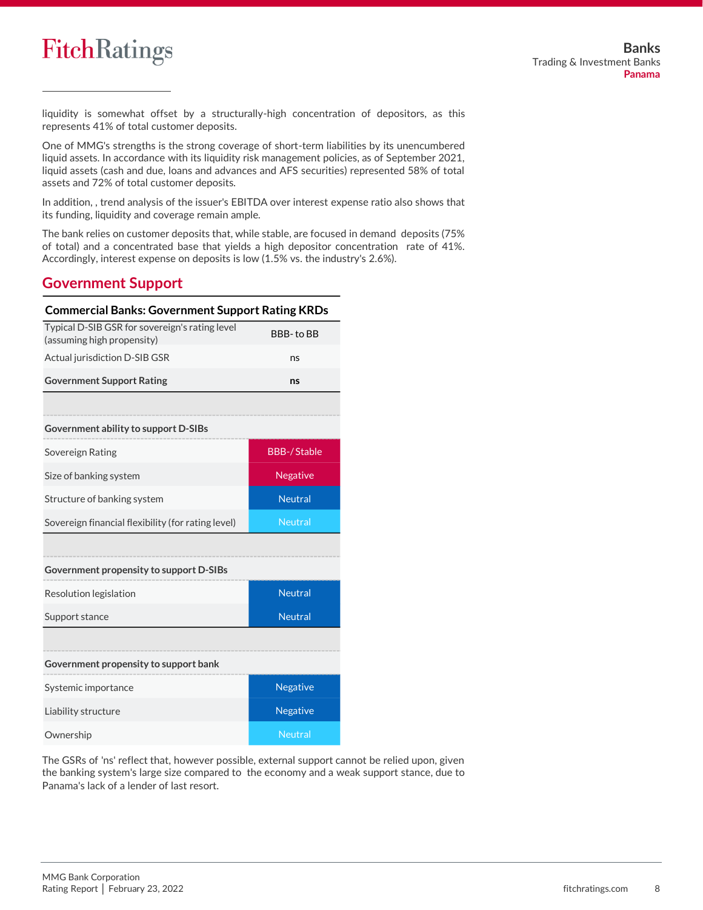liquidity is somewhat offset by a structurally-high concentration of depositors, as this represents 41% of total customer deposits.

One of MMG's strengths is the strong coverage of short-term liabilities by its unencumbered liquid assets. In accordance with its liquidity risk management policies, as of September 2021, liquid assets (cash and due, loans and advances and AFS securities) represented 58% of total assets and 72% of total customer deposits.

In addition, , trend analysis of the issuer's EBITDA over interest expense ratio also shows that its funding, liquidity and coverage remain ample.

The bank relies on customer deposits that, while stable, are focused in demand deposits (75% of total) and a concentrated base that yields a high depositor concentration rate of 41%. Accordingly, interest expense on deposits is low (1.5% vs. the industry's 2.6%).

## Government Support

| Commercial Banks: Government Support Rating KRDs | |
|---|---|
| Typical D-SIB GSR for sovereign's rating level (assuming high propensity) | BBB- to BB |
| Actual jurisdiction D-SIB GSR | ns |
| **Government Support Rating** | **ns** |
| | |
| **Government ability to support D-SIBs** | |
| Sovereign Rating | BBB-/ Stable |
| Size of banking system | Negative |
| Structure of banking system | Neutral |
| Sovereign financial flexibility (for rating level) | Neutral |
| | |
| **Government propensity to support D-SIBs** | |
| Resolution legislation | Neutral |
| Support stance | Neutral |
| | |
| **Government propensity to support bank** | |
| Systemic importance | Negative |
| Liability structure | Negative |
| Ownership | Neutral |

The GSRs of 'ns' reflect that, however possible, external support cannot be relied upon, given the banking system's large size compared to the economy and a weak support stance, due to Panama's lack of a lender of last resort.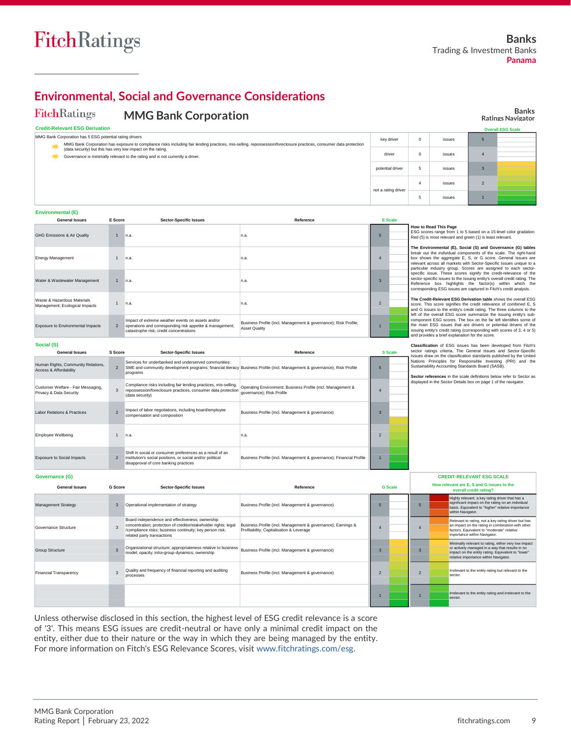Banks
Trading & Investment Banks
Panama

## Environmental, Social and Governance Considerations

**FitchRatings** — **MMG Bank Corporation** — Banks Ratings Navigator

### Credit-Relevant ESG Derivation

MMG Bank Corporation has 5 ESG potential rating drivers

- MMG Bank Corporation has exposure to compliance risks including fair lending practices, mis-selling, repossession/foreclosure practices, consumer data protection (data security) but this has very low impact on the rating.
- Governance is minimally relevant to the rating and is not currently a driver.

| | | | Overall ESG Scale |
|---|---|---|---|
| key driver | 0 | issues | 5 |
| driver | 0 | issues | 4 |
| potential driver | 5 | issues | 3 |
| not a rating driver | 4 | issues | 2 |
| | 5 | issues | 1 |

### Environmental (E)

| General Issues | E Score | Sector-Specific Issues | Reference |
|---|---|---|---|
| GHG Emissions & Air Quality | 1 | n.a. | n.a. |
| Energy Management | 1 | n.a. | n.a. |
| Water & Wastewater Management | 1 | n.a. | n.a. |
| Waste & Hazardous Materials Management; Ecological Impacts | 1 | n.a. | n.a. |
| Exposure to Environmental Impacts | 2 | Impact of extreme weather events on assets and/or operations and corresponding risk appetite & management; catastrophe risk; credit concentrations | Business Profile (incl. Management & governance); Risk Profile; Asset Quality |

### Social (S)

| General Issues | S Score | Sector-Specific Issues | Reference |
|---|---|---|---|
| Human Rights, Community Relations, Access & Affordability | 2 | Services for underbanked and underserved communities: SME and community development programs; financial literacy programs | Business Profile (incl. Management & governance); Risk Profile |
| Customer Welfare - Fair Messaging, Privacy & Data Security | 3 | Compliance risks including fair lending practices, mis-selling, repossession/foreclosure practices, consumer data protection (data security) | Operating Environment; Business Profile (incl. Management & governance); Risk Profile |
| Labor Relations & Practices | 2 | Impact of labor negotiations, including board/employee compensation and composition | Business Profile (incl. Management & governance) |
| Employee Wellbeing | 1 | n.a. | n.a. |
| Exposure to Social Impacts | 2 | Shift in social or consumer preferences as a result of an institution's social positions, or social and/or political disapproval of core banking practices | Business Profile (incl. Management & governance); Financial Profile |

### Governance (G)

| General Issues | G Score | Sector-Specific Issues | Reference |
|---|---|---|---|
| Management Strategy | 3 | Operational implementation of strategy | Business Profile (incl. Management & governance) |
| Governance Structure | 3 | Board independence and effectiveness; ownership concentration; protection of creditor/stakeholder rights; legal /compliance risks; business continuity; key person risk; related party transactions | Business Profile (incl. Management & governance); Earnings & Profitability; Capitalisation & Leverage |
| Group Structure | 3 | Organizational structure; appropriateness relative to business model; opacity; intra-group dynamics; ownership | Business Profile (incl. Management & governance) |
| Financial Transparency | 3 | Quality and frequency of financial reporting and auditing processes | Business Profile (incl. Management & governance) |

**How to Read This Page**
ESG scores range from 1 to 5 based on a 15-level color gradation. Red (5) is most relevant and green (1) is least relevant.

**The Environmental (E), Social (S) and Governance (G) tables** break out the individual components of the scale. The right-hand box shows the aggregate E, S, or G score. General Issues are relevant across all markets with Sector-Specific Issues unique to a particular industry group. Scores are assigned to each sector-specific issue. These scores signify the credit-relevance of the sector-specific issues to the issuing entity's overall credit rating. The Reference box highlights the factor(s) within which the corresponding ESG issues are captured in Fitch's credit analysis.

**The Credit-Relevant ESG Derivation table** shows the overall ESG score. This score signifies the credit relevance of combined E, S and G issues to the entity's credit rating. The three columns to the left of the overall ESG score summarize the issuing entity's sub-component ESG scores. The box on the far left identifies some of the main ESG issues that are drivers or potential drivers of the issuing entity's credit rating (corresponding with scores of 3, 4 or 5) and provides a brief explanation for the score.

**Classification** of ESG issues has been developed from Fitch's sector ratings criteria. The General Issues and Sector-Specific Issues draw on the classification standards published by the United Nations Principles for Responsible Investing (PRI) and the Sustainability Accounting Standards Board (SASB).

**Sector references** in the scale definitions below refer to Sector as displayed in the Sector Details box on page 1 of the navigator.

### CREDIT-RELEVANT ESG SCALE

**How relevant are E, S and G issues to the overall credit rating?**

| Score | Definition |
|---|---|
| 5 | Highly relevant, a key rating driver that has a significant impact on the rating on an individual basis. Equivalent to "higher" relative importance within Navigator. |
| 4 | Relevant to rating, not a key rating driver but has an impact on the rating in combination with other factors. Equivalent to "moderate" relative importance within Navigator. |
| 3 | Minimally relevant to rating, either very low impact or actively managed in a way that results in no impact on the entity rating. Equivalent to "lower" relative importance within Navigator. |
| 2 | Irrelevant to the entity rating but relevant to the sector. |
| 1 | Irrelevant to the entity rating and irrelevant to the sector. |

Unless otherwise disclosed in this section, the highest level of ESG credit relevance is a score of '3'. This means ESG issues are credit-neutral or have only a minimal credit impact on the entity, either due to their nature or the way in which they are being managed by the entity. For more information on Fitch's ESG Relevance Scores, visit www.fitchratings.com/esg.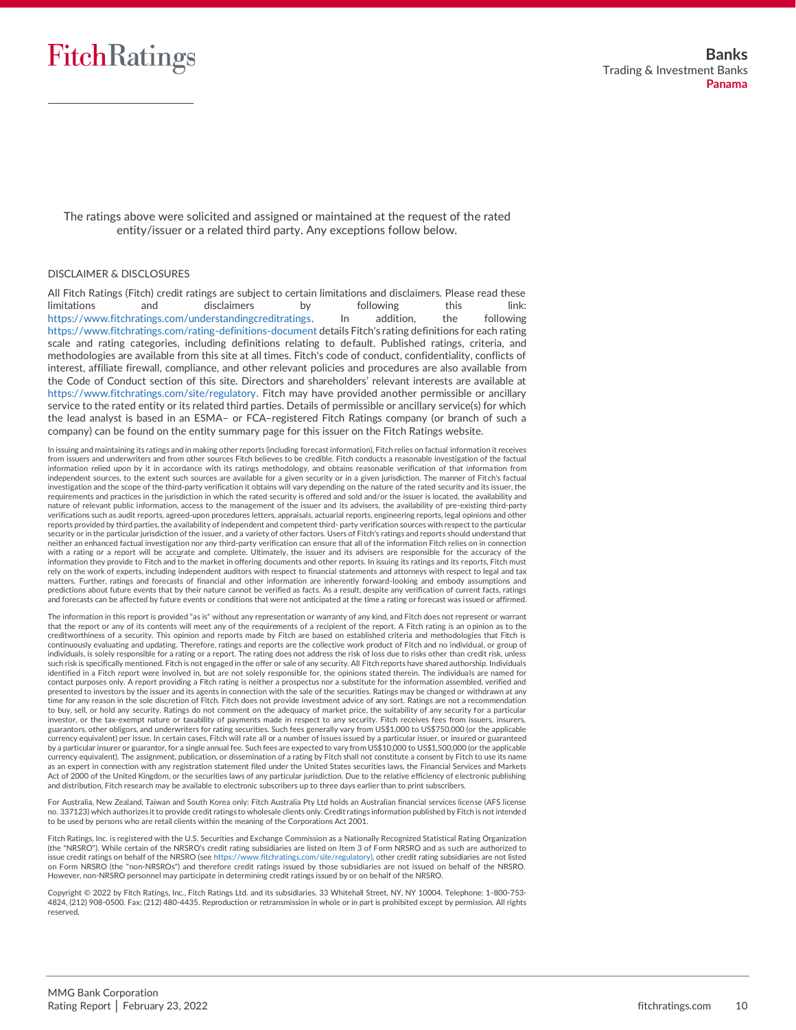The ratings above were solicited and assigned or maintained at the request of the rated entity/issuer or a related third party. Any exceptions follow below.

DISCLAIMER & DISCLOSURES

All Fitch Ratings (Fitch) credit ratings are subject to certain limitations and disclaimers. Please read these limitations and disclaimers by following this link: https://www.fitchratings.com/understandingcreditratings. In addition, the following https://www.fitchratings.com/rating-definitions-document details Fitch's rating definitions for each rating scale and rating categories, including definitions relating to default. Published ratings, criteria, and methodologies are available from this site at all times. Fitch's code of conduct, confidentiality, conflicts of interest, affiliate firewall, compliance, and other relevant policies and procedures are also available from the Code of Conduct section of this site. Directors and shareholders' relevant interests are available at https://www.fitchratings.com/site/regulatory. Fitch may have provided another permissible or ancillary service to the rated entity or its related third parties. Details of permissible or ancillary service(s) for which the lead analyst is based in an ESMA– or FCA–registered Fitch Ratings company (or branch of such a company) can be found on the entity summary page for this issuer on the Fitch Ratings website.

In issuing and maintaining its ratings and in making other reports (including forecast information), Fitch relies on factual information it receives from issuers and underwriters and from other sources Fitch believes to be credible. Fitch conducts a reasonable investigation of the factual information relied upon by it in accordance with its ratings methodology, and obtains reasonable verification of that information from independent sources, to the extent such sources are available for a given security or in a given jurisdiction. The manner of Fitch's factual investigation and the scope of the third-party verification it obtains will vary depending on the nature of the rated security and its issuer, the requirements and practices in the jurisdiction in which the rated security is offered and sold and/or the issuer is located, the availability and nature of relevant public information, access to the management of the issuer and its advisers, the availability of pre-existing third-party verifications such as audit reports, agreed-upon procedures letters, appraisals, actuarial reports, engineering reports, legal opinions and other reports provided by third parties, the availability of independent and competent third- party verification sources with respect to the particular security or in the particular jurisdiction of the issuer, and a variety of other factors. Users of Fitch's ratings and reports should understand that neither an enhanced factual investigation nor any third-party verification can ensure that all of the information Fitch relies on in connection with a rating or a report will be accurate and complete. Ultimately, the issuer and its advisers are responsible for the accuracy of the information they provide to Fitch and to the market in offering documents and other reports. In issuing its ratings and its reports, Fitch must rely on the work of experts, including independent auditors with respect to financial statements and attorneys with respect to legal and tax matters. Further, ratings and forecasts of financial and other information are inherently forward-looking and embody assumptions and predictions about future events that by their nature cannot be verified as facts. As a result, despite any verification of current facts, ratings and forecasts can be affected by future events or conditions that were not anticipated at the time a rating or forecast was issued or affirmed.

The information in this report is provided "as is" without any representation or warranty of any kind, and Fitch does not represent or warrant that the report or any of its contents will meet any of the requirements of a recipient of the report. A Fitch rating is an opinion as to the creditworthiness of a security. This opinion and reports made by Fitch are based on established criteria and methodologies that Fitch is continuously evaluating and updating. Therefore, ratings and reports are the collective work product of Fitch and no individual, or group of individuals, is solely responsible for a rating or a report. The rating does not address the risk of loss due to risks other than credit risk, unless such risk is specifically mentioned. Fitch is not engaged in the offer or sale of any security. All Fitch reports have shared authorship. Individuals identified in a Fitch report were involved in, but are not solely responsible for, the opinions stated therein. The individuals are named for contact purposes only. A report providing a Fitch rating is neither a prospectus nor a substitute for the information assembled, verified and presented to investors by the issuer and its agents in connection with the sale of the securities. Ratings may be changed or withdrawn at any time for any reason in the sole discretion of Fitch. Fitch does not provide investment advice of any sort. Ratings are not a recommendation to buy, sell, or hold any security. Ratings do not comment on the adequacy of market price, the suitability of any security for a particular investor, or the tax-exempt nature or taxability of payments made in respect to any security. Fitch receives fees from issuers, insurers, guarantors, other obligors, and underwriters for rating securities. Such fees generally vary from US$1,000 to US$750,000 (or the applicable currency equivalent) per issue. In certain cases, Fitch will rate all or a number of issues issued by a particular issuer, or insured or guaranteed by a particular insurer or guarantor, for a single annual fee. Such fees are expected to vary from US$10,000 to US$1,500,000 (or the applicable currency equivalent). The assignment, publication, or dissemination of a rating by Fitch shall not constitute a consent by Fitch to use its name as an expert in connection with any registration statement filed under the United States securities laws, the Financial Services and Markets Act of 2000 of the United Kingdom, or the securities laws of any particular jurisdiction. Due to the relative efficiency of electronic publishing and distribution, Fitch research may be available to electronic subscribers up to three days earlier than to print subscribers.

For Australia, New Zealand, Taiwan and South Korea only: Fitch Australia Pty Ltd holds an Australian financial services license (AFS license no. 337123) which authorizes it to provide credit ratings to wholesale clients only. Credit ratings information published by Fitch is not intended to be used by persons who are retail clients within the meaning of the Corporations Act 2001.

Fitch Ratings, Inc. is registered with the U.S. Securities and Exchange Commission as a Nationally Recognized Statistical Rating Organization (the "NRSRO"). While certain of the NRSRO's credit rating subsidiaries are listed on Item 3 of Form NRSRO and as such are authorized to issue credit ratings on behalf of the NRSRO (see https://www.fitchratings.com/site/regulatory), other credit rating subsidiaries are not listed on Form NRSRO (the "non-NRSROs") and therefore credit ratings issued by those subsidiaries are not issued on behalf of the NRSRO. However, non-NRSRO personnel may participate in determining credit ratings issued by or on behalf of the NRSRO.

Copyright © 2022 by Fitch Ratings, Inc., Fitch Ratings Ltd. and its subsidiaries. 33 Whitehall Street, NY, NY 10004. Telephone: 1-800-753-4824, (212) 908-0500. Fax: (212) 480-4435. Reproduction or retransmission in whole or in part is prohibited except by permission. All rights reserved.